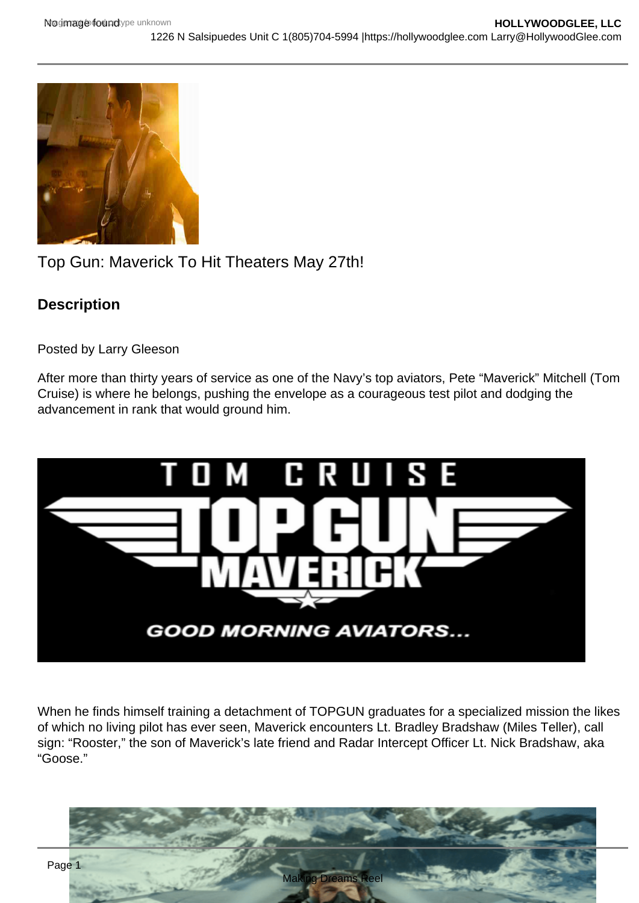Top Gun: Maverick To Hit Theaters May 27th!

## Description

Posted by Larry Gleeson

After more than thirty years of service as one of the Navy's top aviators, Pete "Maverick" Mitchell (Tom Cruise) is where he belongs, pushing the envelope as a courageous test pilot and dodging the advancement in rank that would ground him.

When he finds himself training a detachment of TOPGUN graduates for a specialized mission the likes of which no living pilot has ever seen, Maverick encounters Lt. Bradley Bradshaw (Miles Teller), call sign: "Rooster," the son of Maverick's late friend and Radar Intercept Officer Lt. Nick Bradshaw, aka "Goose."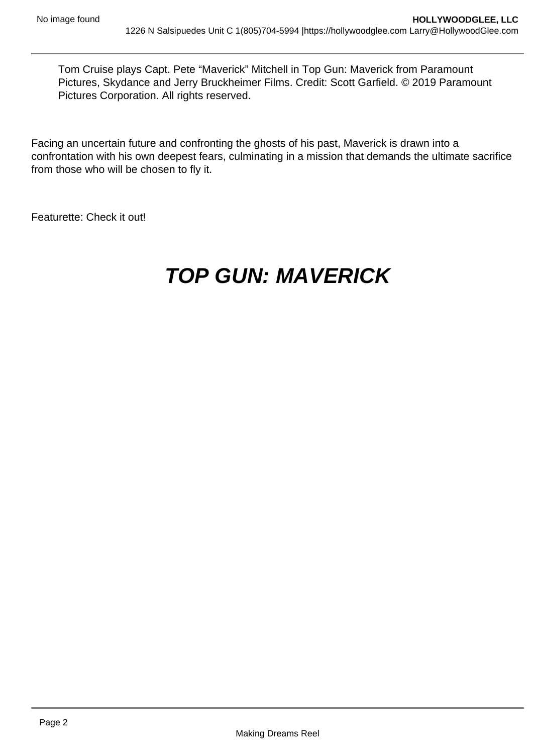Tom Cruise plays Capt. Pete “Maverick” Mitchell in Top Gun: Maverick from Paramount Pictures, Skydance and Jerry Bruckheimer Films. Credit: Scott Garfield. © 2019 Paramount Pictures Corporation. All rights reserved.

Facing an uncertain future and confronting the ghosts of his past, Maverick is drawn into a confrontation with his own deepest fears, culminating in a mission that demands the ultimate sacrifice from those who will be chosen to fly it.

Featurette: Check it out!

# ***TOP GUN: MAVERICK***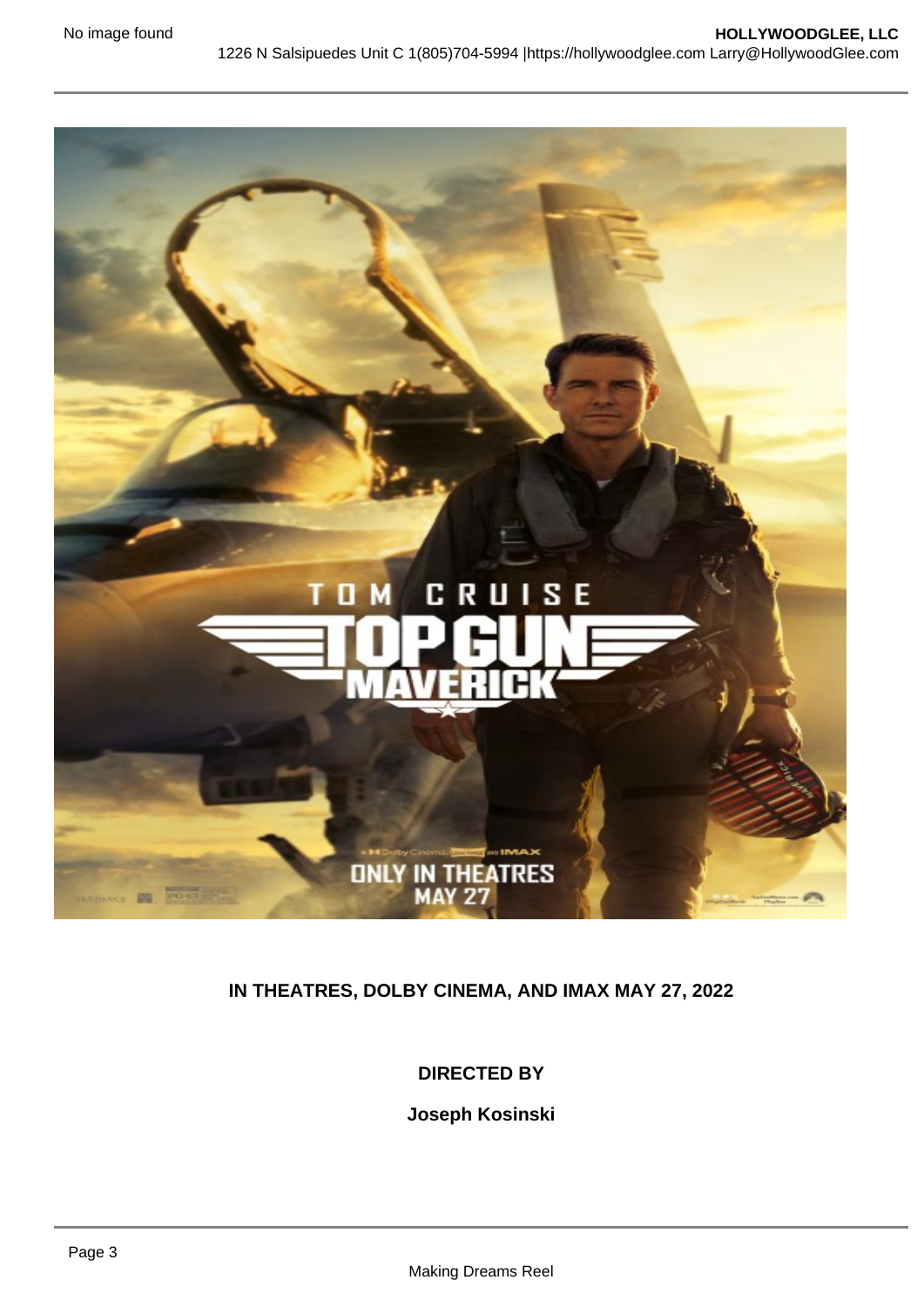IN THEATRES, DOLBY CINEMA, AND IMAX MAY 27, 2022

DIRECTED BY

Joseph Kosinski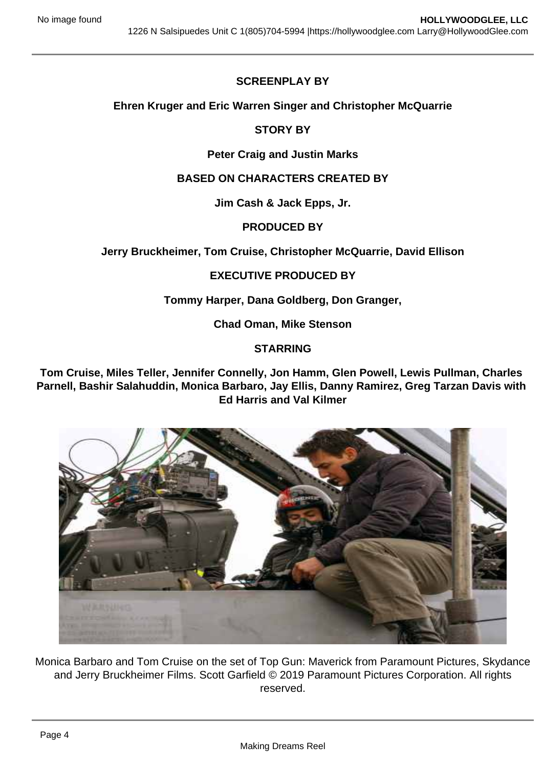**SCREENPLAY BY**

**Ehren Kruger and Eric Warren Singer and Christopher McQuarrie**

**STORY BY**

**Peter Craig and Justin Marks**

**BASED ON CHARACTERS CREATED BY**

**Jim Cash & Jack Epps, Jr.**

**PRODUCED BY**

**Jerry Bruckheimer, Tom Cruise, Christopher McQuarrie, David Ellison**

**EXECUTIVE PRODUCED BY**

**Tommy Harper, Dana Goldberg, Don Granger,**

**Chad Oman, Mike Stenson**

**STARRING**

**Tom Cruise, Miles Teller, Jennifer Connelly, Jon Hamm, Glen Powell, Lewis Pullman, Charles Parnell, Bashir Salahuddin, Monica Barbaro, Jay Ellis, Danny Ramirez, Greg Tarzan Davis with Ed Harris and Val Kilmer**

Monica Barbaro and Tom Cruise on the set of Top Gun: Maverick from Paramount Pictures, Skydance and Jerry Bruckheimer Films. Scott Garfield © 2019 Paramount Pictures Corporation. All rights reserved.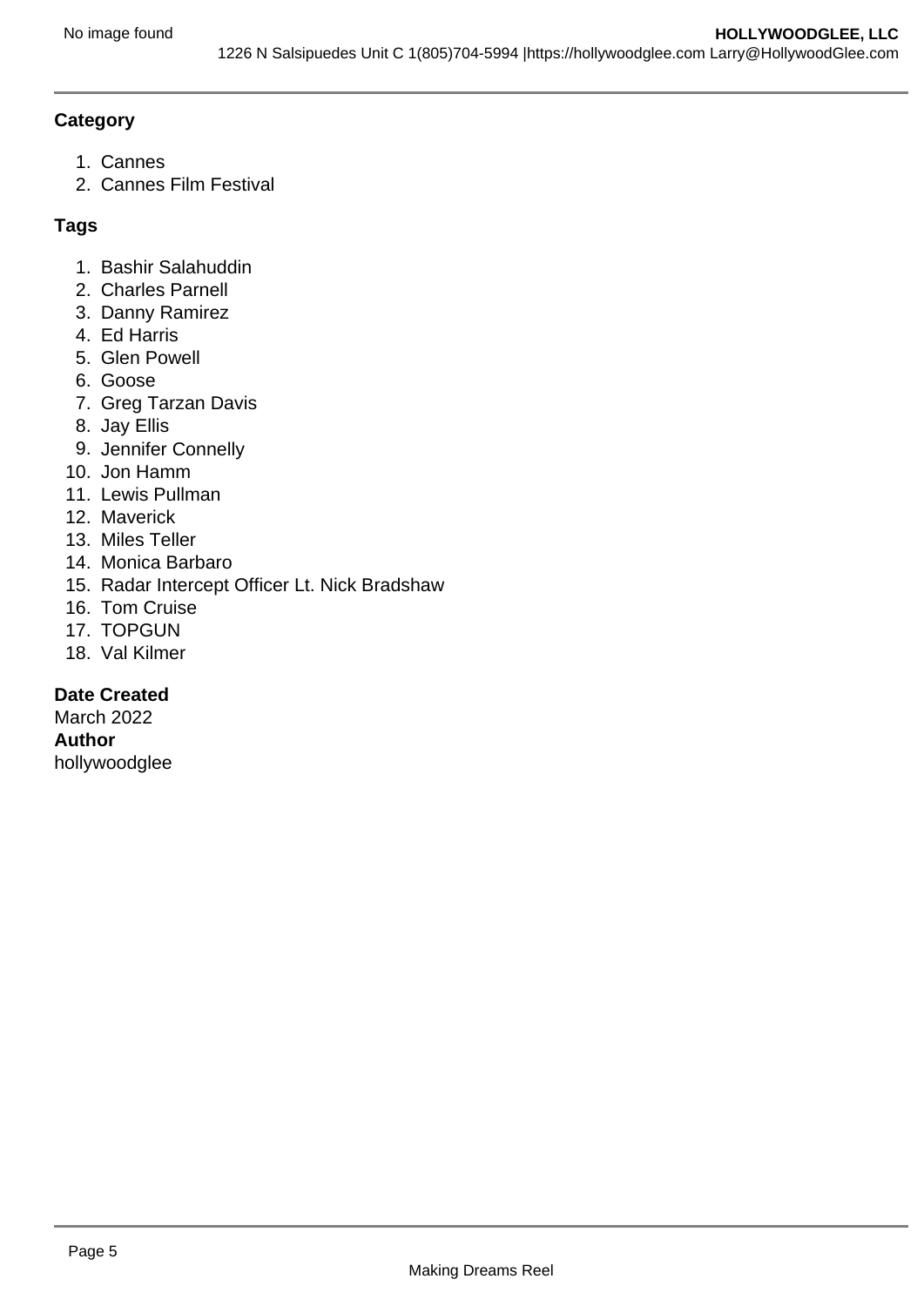**Category**

1. Cannes
2. Cannes Film Festival

**Tags**

1. Bashir Salahuddin
2. Charles Parnell
3. Danny Ramirez
4. Ed Harris
5. Glen Powell
6. Goose
7. Greg Tarzan Davis
8. Jay Ellis
9. Jennifer Connelly
10. Jon Hamm
11. Lewis Pullman
12. Maverick
13. Miles Teller
14. Monica Barbaro
15. Radar Intercept Officer Lt. Nick Bradshaw
16. Tom Cruise
17. TOPGUN
18. Val Kilmer

**Date Created**
March 2022
**Author**
hollywoodglee